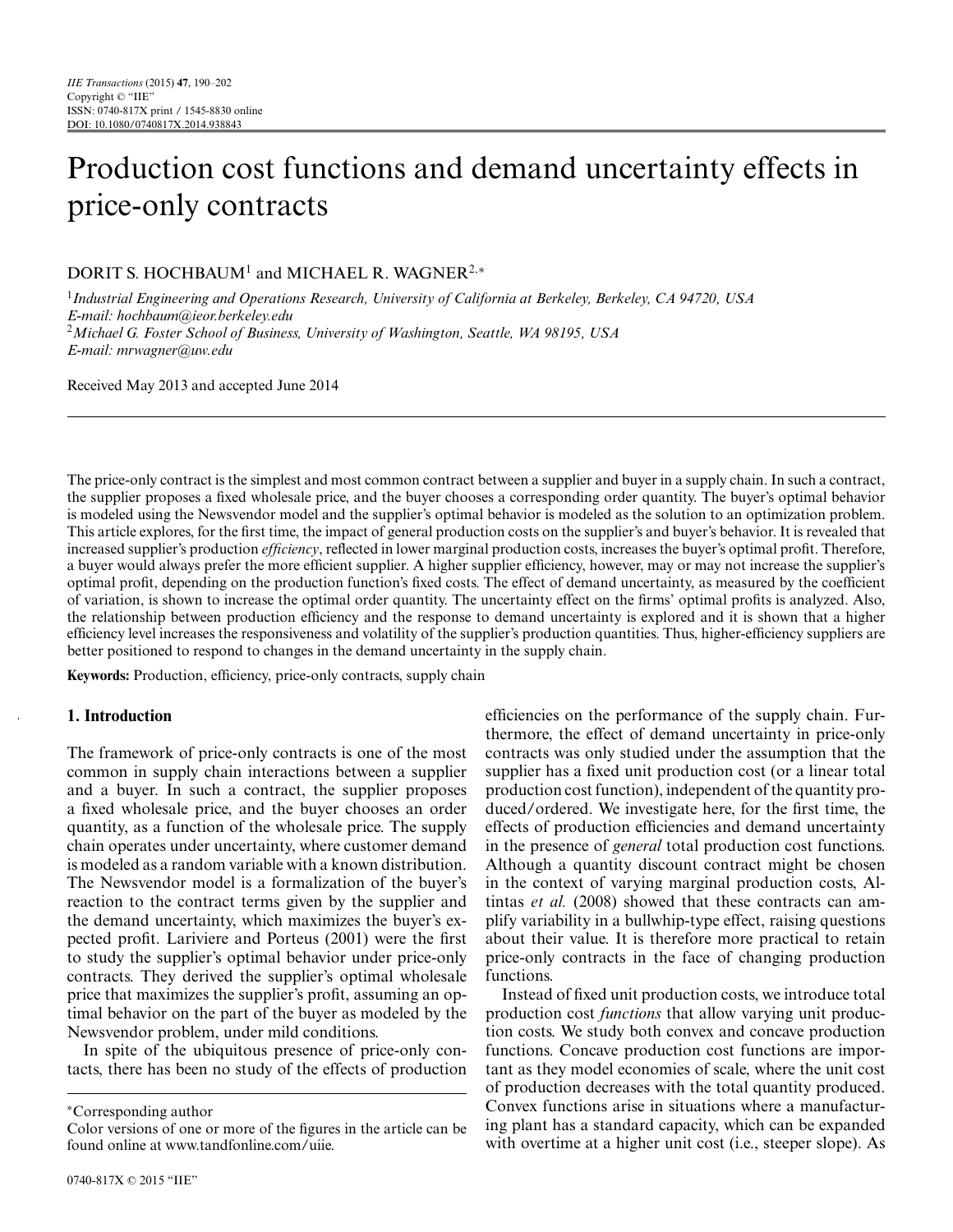# Production cost functions and demand uncertainty effects in price-only contracts

DORIT S. HOCHBAUM[1] and MICHAEL R. WAGNER[2,*]

[1]*Industrial Engineering and Operations Research, University of California at Berkeley, Berkeley, CA 94720, USA*
*E-mail: hochbaum@ieor.berkeley.edu*
[2]*Michael G. Foster School of Business, University of Washington, Seattle, WA 98195, USA*
*E-mail: mrwagner@uw.edu*

Received May 2013 and accepted June 2014

The price-only contract is the simplest and most common contract between a supplier and buyer in a supply chain. In such a contract, the supplier proposes a fixed wholesale price, and the buyer chooses a corresponding order quantity. The buyer's optimal behavior is modeled using the Newsvendor model and the supplier's optimal behavior is modeled as the solution to an optimization problem. This article explores, for the first time, the impact of general production costs on the supplier's and buyer's behavior. It is revealed that increased supplier's production *efficiency*, reflected in lower marginal production costs, increases the buyer's optimal profit. Therefore, a buyer would always prefer the more efficient supplier. A higher supplier efficiency, however, may or may not increase the supplier's optimal profit, depending on the production function's fixed costs. The effect of demand uncertainty, as measured by the coefficient of variation, is shown to increase the optimal order quantity. The uncertainty effect on the firms' optimal profits is analyzed. Also, the relationship between production efficiency and the response to demand uncertainty is explored and it is shown that a higher efficiency level increases the responsiveness and volatility of the supplier's production quantities. Thus, higher-efficiency suppliers are better positioned to respond to changes in the demand uncertainty in the supply chain.

**Keywords:** Production, efficiency, price-only contracts, supply chain

## 1. Introduction

The framework of price-only contracts is one of the most common in supply chain interactions between a supplier and a buyer. In such a contract, the supplier proposes a fixed wholesale price, and the buyer chooses an order quantity, as a function of the wholesale price. The supply chain operates under uncertainty, where customer demand is modeled as a random variable with a known distribution. The Newsvendor model is a formalization of the buyer's reaction to the contract terms given by the supplier and the demand uncertainty, which maximizes the buyer's expected profit. Lariviere and Porteus (2001) were the first to study the supplier's optimal behavior under price-only contracts. They derived the supplier's optimal wholesale price that maximizes the supplier's profit, assuming an optimal behavior on the part of the buyer as modeled by the Newsvendor problem, under mild conditions.

In spite of the ubiquitous presence of price-only contacts, there has been no study of the effects of production efficiencies on the performance of the supply chain. Furthermore, the effect of demand uncertainty in price-only contracts was only studied under the assumption that the supplier has a fixed unit production cost (or a linear total production cost function), independent of the quantity produced/ordered. We investigate here, for the first time, the effects of production efficiencies and demand uncertainty in the presence of *general* total production cost functions. Although a quantity discount contract might be chosen in the context of varying marginal production costs, Altintas *et al.* (2008) showed that these contracts can amplify variability in a bullwhip-type effect, raising questions about their value. It is therefore more practical to retain price-only contracts in the face of changing production functions.

Instead of fixed unit production costs, we introduce total production cost *functions* that allow varying unit production costs. We study both convex and concave production functions. Concave production cost functions are important as they model economies of scale, where the unit cost of production decreases with the total quantity produced. Convex functions arise in situations where a manufacturing plant has a standard capacity, which can be expanded with overtime at a higher unit cost (i.e., steeper slope). As

*Corresponding author
Color versions of one or more of the figures in the article can be found online at www.tandfonline.com/uiie.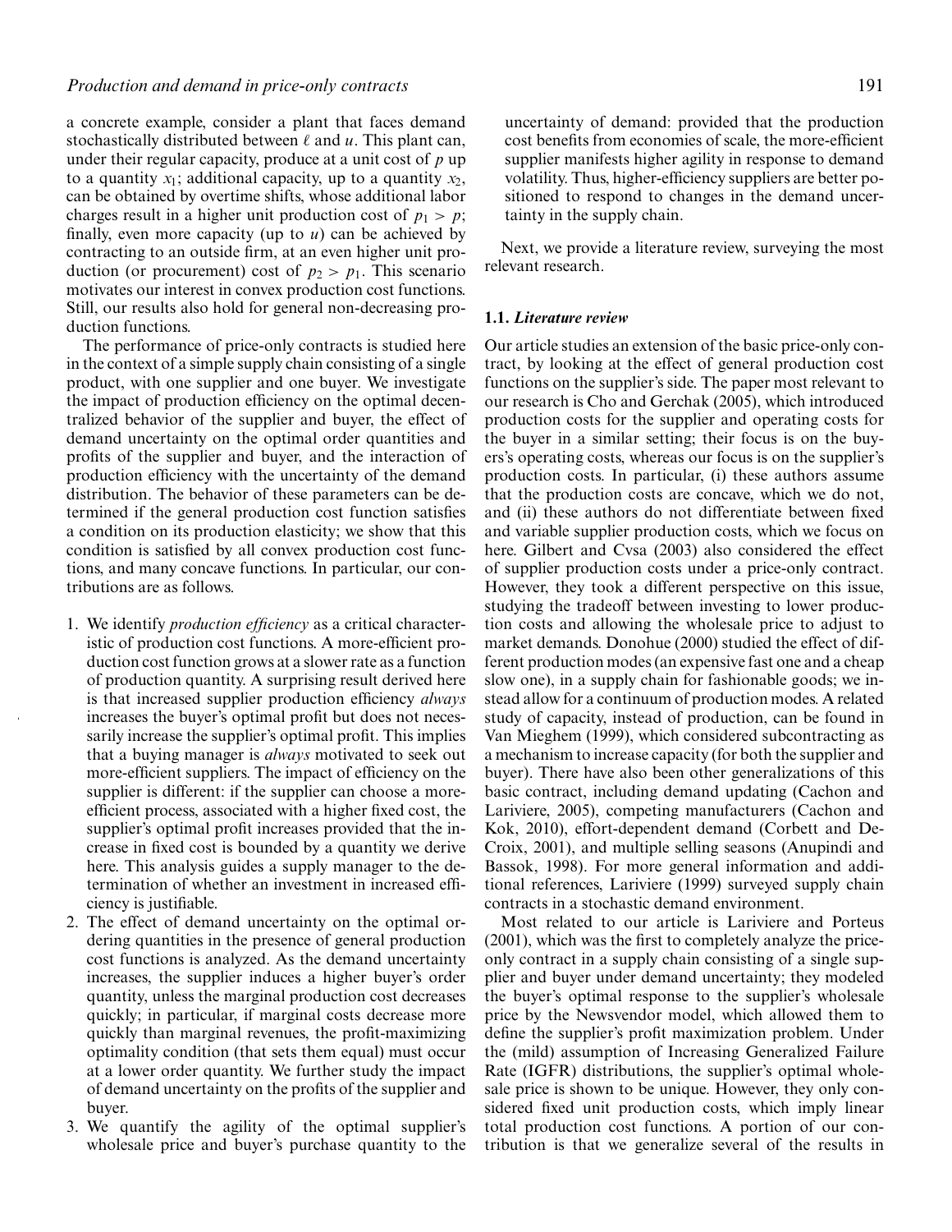a concrete example, consider a plant that faces demand stochastically distributed between $\ell$ and $u$. This plant can, under their regular capacity, produce at a unit cost of $p$ up to a quantity $x_1$; additional capacity, up to a quantity $x_2$, can be obtained by overtime shifts, whose additional labor charges result in a higher unit production cost of $p_1 > p$; finally, even more capacity (up to $u$) can be achieved by contracting to an outside firm, at an even higher unit production (or procurement) cost of $p_2 > p_1$. This scenario motivates our interest in convex production cost functions. Still, our results also hold for general non-decreasing production functions.

The performance of price-only contracts is studied here in the context of a simple supply chain consisting of a single product, with one supplier and one buyer. We investigate the impact of production efficiency on the optimal decentralized behavior of the supplier and buyer, the effect of demand uncertainty on the optimal order quantities and profits of the supplier and buyer, and the interaction of production efficiency with the uncertainty of the demand distribution. The behavior of these parameters can be determined if the general production cost function satisfies a condition on its production elasticity; we show that this condition is satisfied by all convex production cost functions, and many concave functions. In particular, our contributions are as follows.

1. We identify *production efficiency* as a critical characteristic of production cost functions. A more-efficient production cost function grows at a slower rate as a function of production quantity. A surprising result derived here is that increased supplier production efficiency *always* increases the buyer's optimal profit but does not necessarily increase the supplier's optimal profit. This implies that a buying manager is *always* motivated to seek out more-efficient suppliers. The impact of efficiency on the supplier is different: if the supplier can choose a more-efficient process, associated with a higher fixed cost, the supplier's optimal profit increases provided that the increase in fixed cost is bounded by a quantity we derive here. This analysis guides a supply manager to the determination of whether an investment in increased efficiency is justifiable.
2. The effect of demand uncertainty on the optimal ordering quantities in the presence of general production cost functions is analyzed. As the demand uncertainty increases, the supplier induces a higher buyer's order quantity, unless the marginal production cost decreases quickly; in particular, if marginal costs decrease more quickly than marginal revenues, the profit-maximizing optimality condition (that sets them equal) must occur at a lower order quantity. We further study the impact of demand uncertainty on the profits of the supplier and buyer.
3. We quantify the agility of the optimal supplier's wholesale price and buyer's purchase quantity to the uncertainty of demand: provided that the production cost benefits from economies of scale, the more-efficient supplier manifests higher agility in response to demand volatility. Thus, higher-efficiency suppliers are better positioned to respond to changes in the demand uncertainty in the supply chain.

Next, we provide a literature review, surveying the most relevant research.

### 1.1. *Literature review*

Our article studies an extension of the basic price-only contract, by looking at the effect of general production cost functions on the supplier's side. The paper most relevant to our research is Cho and Gerchak (2005), which introduced production costs for the supplier and operating costs for the buyer in a similar setting; their focus is on the buyers's operating costs, whereas our focus is on the supplier's production costs. In particular, (i) these authors assume that the production costs are concave, which we do not, and (ii) these authors do not differentiate between fixed and variable supplier production costs, which we focus on here. Gilbert and Cvsa (2003) also considered the effect of supplier production costs under a price-only contract. However, they took a different perspective on this issue, studying the tradeoff between investing to lower production costs and allowing the wholesale price to adjust to market demands. Donohue (2000) studied the effect of different production modes (an expensive fast one and a cheap slow one), in a supply chain for fashionable goods; we instead allow for a continuum of production modes. A related study of capacity, instead of production, can be found in Van Mieghem (1999), which considered subcontracting as a mechanism to increase capacity (for both the supplier and buyer). There have also been other generalizations of this basic contract, including demand updating (Cachon and Lariviere, 2005), competing manufacturers (Cachon and Kok, 2010), effort-dependent demand (Corbett and DeCroix, 2001), and multiple selling seasons (Anupindi and Bassok, 1998). For more general information and additional references, Lariviere (1999) surveyed supply chain contracts in a stochastic demand environment.

Most related to our article is Lariviere and Porteus (2001), which was the first to completely analyze the price-only contract in a supply chain consisting of a single supplier and buyer under demand uncertainty; they modeled the buyer's optimal response to the supplier's wholesale price by the Newsvendor model, which allowed them to define the supplier's profit maximization problem. Under the (mild) assumption of Increasing Generalized Failure Rate (IGFR) distributions, the supplier's optimal wholesale price is shown to be unique. However, they only considered fixed unit production costs, which imply linear total production cost functions. A portion of our contribution is that we generalize several of the results in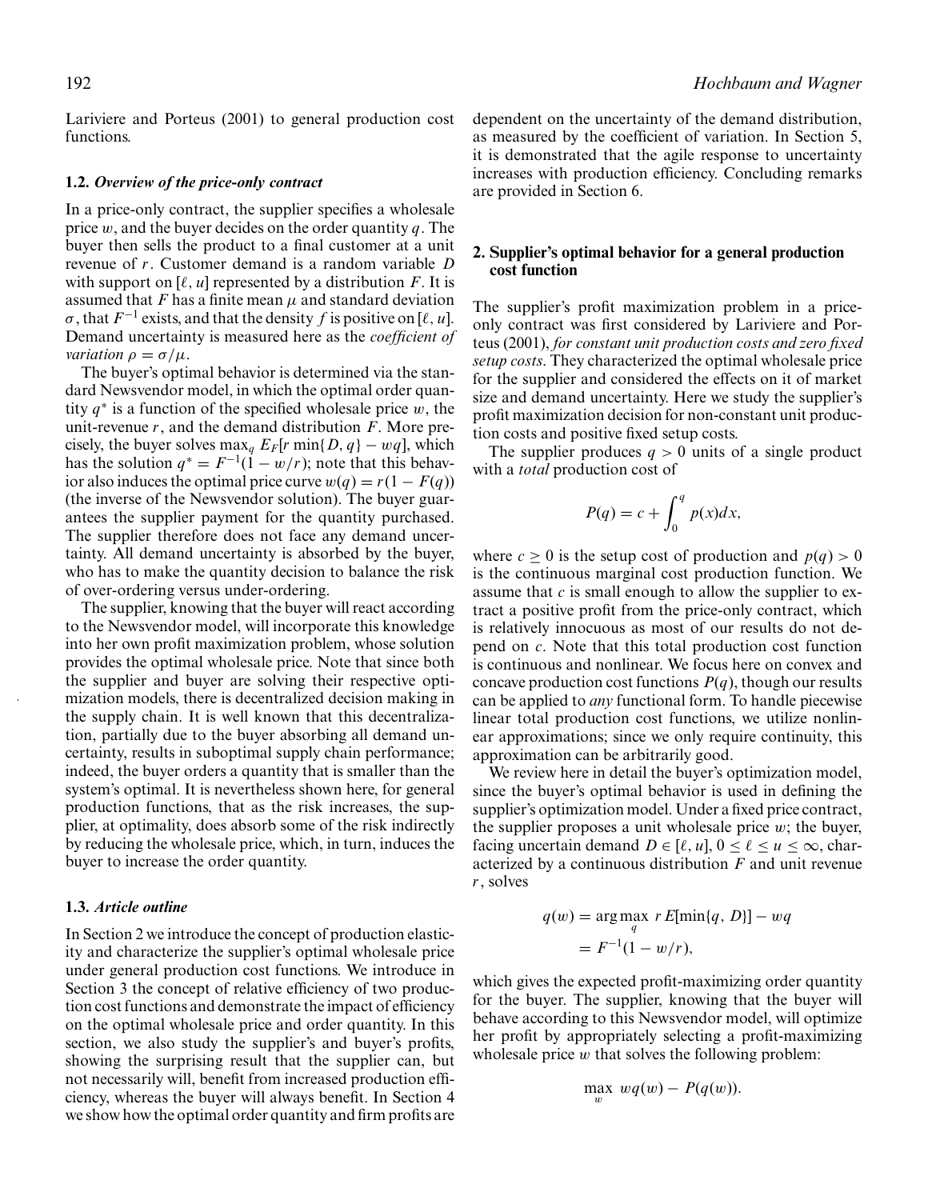Lariviere and Porteus (2001) to general production cost functions.

### 1.2. *Overview of the price-only contract*

In a price-only contract, the supplier specifies a wholesale price $w$, and the buyer decides on the order quantity $q$. The buyer then sells the product to a final customer at a unit revenue of $r$. Customer demand is a random variable $D$ with support on $[\ell, u]$ represented by a distribution $F$. It is assumed that $F$ has a finite mean $\mu$ and standard deviation $\sigma$, that $F^{-1}$ exists, and that the density $f$ is positive on $[\ell, u]$. Demand uncertainty is measured here as the *coefficient of variation* $\rho = \sigma/\mu$.

The buyer's optimal behavior is determined via the standard Newsvendor model, in which the optimal order quantity $q^*$ is a function of the specified wholesale price $w$, the unit-revenue $r$, and the demand distribution $F$. More precisely, the buyer solves $\max_q E_F[r \min\{D, q\} - wq]$, which has the solution $q^* = F^{-1}(1 - w/r)$; note that this behavior also induces the optimal price curve $w(q) = r(1 - F(q))$ (the inverse of the Newsvendor solution). The buyer guarantees the supplier payment for the quantity purchased. The supplier therefore does not face any demand uncertainty. All demand uncertainty is absorbed by the buyer, who has to make the quantity decision to balance the risk of over-ordering versus under-ordering.

The supplier, knowing that the buyer will react according to the Newsvendor model, will incorporate this knowledge into her own profit maximization problem, whose solution provides the optimal wholesale price. Note that since both the supplier and buyer are solving their respective optimization models, there is decentralized decision making in the supply chain. It is well known that this decentralization, partially due to the buyer absorbing all demand uncertainty, results in suboptimal supply chain performance; indeed, the buyer orders a quantity that is smaller than the system's optimal. It is nevertheless shown here, for general production functions, that as the risk increases, the supplier, at optimality, does absorb some of the risk indirectly by reducing the wholesale price, which, in turn, induces the buyer to increase the order quantity.

### 1.3. *Article outline*

In Section 2 we introduce the concept of production elasticity and characterize the supplier's optimal wholesale price under general production cost functions. We introduce in Section 3 the concept of relative efficiency of two production cost functions and demonstrate the impact of efficiency on the optimal wholesale price and order quantity. In this section, we also study the supplier's and buyer's profits, showing the surprising result that the supplier can, but not necessarily will, benefit from increased production efficiency, whereas the buyer will always benefit. In Section 4 we show how the optimal order quantity and firm profits are dependent on the uncertainty of the demand distribution, as measured by the coefficient of variation. In Section 5, it is demonstrated that the agile response to uncertainty increases with production efficiency. Concluding remarks are provided in Section 6.

## 2. Supplier's optimal behavior for a general production cost function

The supplier's profit maximization problem in a price-only contract was first considered by Lariviere and Porteus (2001), *for constant unit production costs and zero fixed setup costs*. They characterized the optimal wholesale price for the supplier and considered the effects on it of market size and demand uncertainty. Here we study the supplier's profit maximization decision for non-constant unit production costs and positive fixed setup costs.

The supplier produces $q > 0$ units of a single product with a *total* production cost of

$$P(q) = c + \int_0^q p(x)dx,$$

where $c \geq 0$ is the setup cost of production and $p(q) > 0$ is the continuous marginal cost production function. We assume that $c$ is small enough to allow the supplier to extract a positive profit from the price-only contract, which is relatively innocuous as most of our results do not depend on $c$. Note that this total production cost function is continuous and nonlinear. We focus here on convex and concave production cost functions $P(q)$, though our results can be applied to *any* functional form. To handle piecewise linear total production cost functions, we utilize nonlinear approximations; since we only require continuity, this approximation can be arbitrarily good.

We review here in detail the buyer's optimization model, since the buyer's optimal behavior is used in defining the supplier's optimization model. Under a fixed price contract, the supplier proposes a unit wholesale price $w$; the buyer, facing uncertain demand $D \in [\ell, u]$, $0 \leq \ell \leq u \leq \infty$, characterized by a continuous distribution $F$ and unit revenue $r$, solves

$$\begin{aligned} q(w) &= \arg\max_q \; r\,E[\min\{q, D\}] - wq \\ &= F^{-1}(1 - w/r), \end{aligned}$$

which gives the expected profit-maximizing order quantity for the buyer. The supplier, knowing that the buyer will behave according to this Newsvendor model, will optimize her profit by appropriately selecting a profit-maximizing wholesale price $w$ that solves the following problem:

$$\max_w \; wq(w) - P(q(w)).$$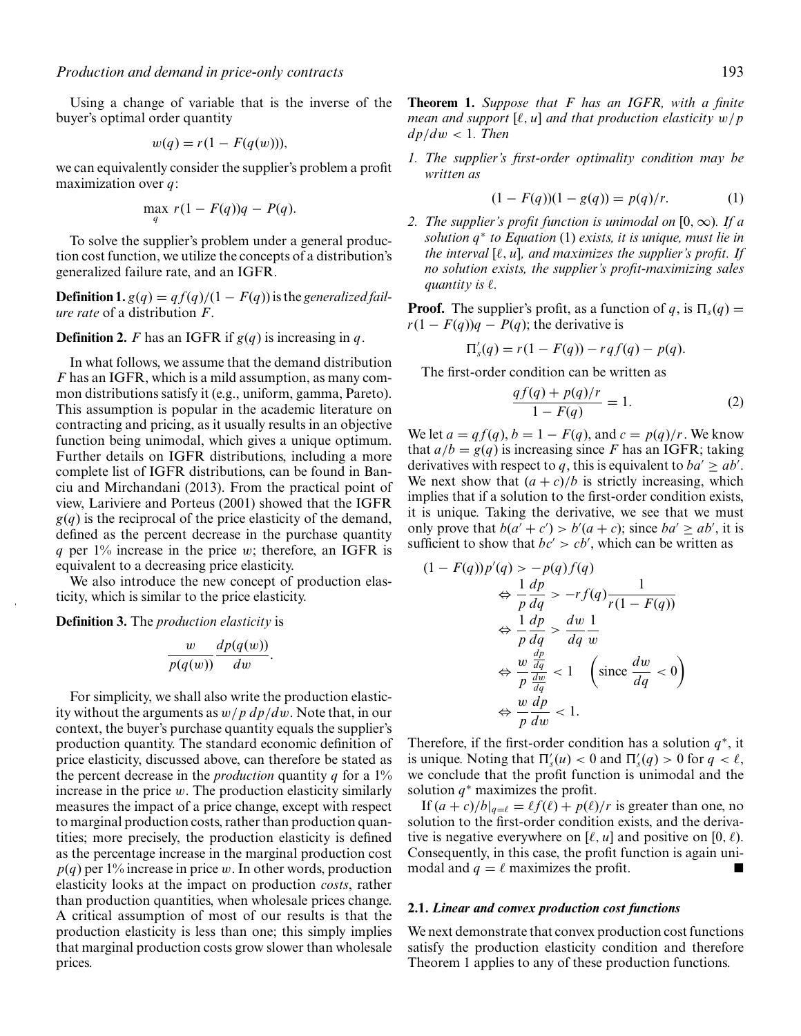Using a change of variable that is the inverse of the buyer's optimal order quantity

$$w(q) = r(1 - F(q(w))),$$

we can equivalently consider the supplier's problem a profit maximization over $q$:

$$\max_{q} \; r(1 - F(q))q - P(q).$$

To solve the supplier's problem under a general production cost function, we utilize the concepts of a distribution's generalized failure rate, and an IGFR.

**Definition 1.** $g(q) = qf(q)/(1 - F(q))$ is the *generalized failure rate* of a distribution $F$.

**Definition 2.** $F$ has an IGFR if $g(q)$ is increasing in $q$.

In what follows, we assume that the demand distribution $F$ has an IGFR, which is a mild assumption, as many common distributions satisfy it (e.g., uniform, gamma, Pareto). This assumption is popular in the academic literature on contracting and pricing, as it usually results in an objective function being unimodal, which gives a unique optimum. Further details on IGFR distributions, including a more complete list of IGFR distributions, can be found in Banciu and Mirchandani (2013). From the practical point of view, Lariviere and Porteus (2001) showed that the IGFR $g(q)$ is the reciprocal of the price elasticity of the demand, defined as the percent decrease in the purchase quantity $q$ per 1% increase in the price $w$; therefore, an IGFR is equivalent to a decreasing price elasticity.

We also introduce the new concept of production elasticity, which is similar to the price elasticity.

**Definition 3.** The *production elasticity* is

$$\frac{w}{p(q(w))} \frac{dp(q(w))}{dw}.$$

For simplicity, we shall also write the production elasticity without the arguments as $w/p \; dp/dw$. Note that, in our context, the buyer's purchase quantity equals the supplier's production quantity. The standard economic definition of price elasticity, discussed above, can therefore be stated as the percent decrease in the *production* quantity $q$ for a 1% increase in the price $w$. The production elasticity similarly measures the impact of a price change, except with respect to marginal production costs, rather than production quantities; more precisely, the production elasticity is defined as the percentage increase in the marginal production cost $p(q)$ per 1% increase in price $w$. In other words, production elasticity looks at the impact on production *costs*, rather than production quantities, when wholesale prices change. A critical assumption of most of our results is that the production elasticity is less than one; this simply implies that marginal production costs grow slower than wholesale prices.

**Theorem 1.** *Suppose that $F$ has an IGFR, with a finite mean and support $[\ell, u]$ and that production elasticity $w/p \; dp/dw < 1$. Then*

1. *The supplier's first-order optimality condition may be written as*

$$(1 - F(q))(1 - g(q)) = p(q)/r. \tag{1}$$

2. *The supplier's profit function is unimodal on $[0, \infty)$. If a solution $q^*$ to Equation (1) exists, it is unique, must lie in the interval $[\ell, u]$, and maximizes the supplier's profit. If no solution exists, the supplier's profit-maximizing sales quantity is $\ell$.*

**Proof.** The supplier's profit, as a function of $q$, is $\Pi_s(q) = r(1 - F(q))q - P(q)$; the derivative is

$$\Pi_s'(q) = r(1 - F(q)) - rqf(q) - p(q).$$

The first-order condition can be written as

$$\frac{qf(q) + p(q)/r}{1 - F(q)} = 1. \tag{2}$$

We let $a = qf(q)$, $b = 1 - F(q)$, and $c = p(q)/r$. We know that $a/b = g(q)$ is increasing since $F$ has an IGFR; taking derivatives with respect to $q$, this is equivalent to $ba' \geq ab'$. We next show that $(a + c)/b$ is strictly increasing, which implies that if a solution to the first-order condition exists, it is unique. Taking the derivative, we see that we must only prove that $b(a' + c') > b'(a + c)$; since $ba' \geq ab'$, it is sufficient to show that $bc' > cb'$, which can be written as

$$\begin{aligned}
(1 - F(q))p'(q) &> -p(q)f(q) \\
\Leftrightarrow \frac{1}{p}\frac{dp}{dq} &> -rf(q)\frac{1}{r(1 - F(q))} \\
\Leftrightarrow \frac{1}{p}\frac{dp}{dq} &> \frac{dw}{dq}\frac{1}{w} \\
\Leftrightarrow \frac{w}{p}\frac{\frac{dp}{dq}}{\frac{dw}{dq}} &< 1 \quad \left(\text{since } \frac{dw}{dq} < 0\right) \\
\Leftrightarrow \frac{w}{p}\frac{dp}{dw} &< 1.
\end{aligned}$$

Therefore, if the first-order condition has a solution $q^*$, it is unique. Noting that $\Pi_s'(u) < 0$ and $\Pi_s'(q) > 0$ for $q < \ell$, we conclude that the profit function is unimodal and the solution $q^*$ maximizes the profit.

If $(a + c)/b|_{q=\ell} = \ell f(\ell) + p(\ell)/r$ is greater than one, no solution to the first-order condition exists, and the derivative is negative everywhere on $[\ell, u]$ and positive on $[0, \ell)$. Consequently, in this case, the profit function is again unimodal and $q = \ell$ maximizes the profit. ■

### 2.1. *Linear and convex production cost functions*

We next demonstrate that convex production cost functions satisfy the production elasticity condition and therefore Theorem 1 applies to any of these production functions.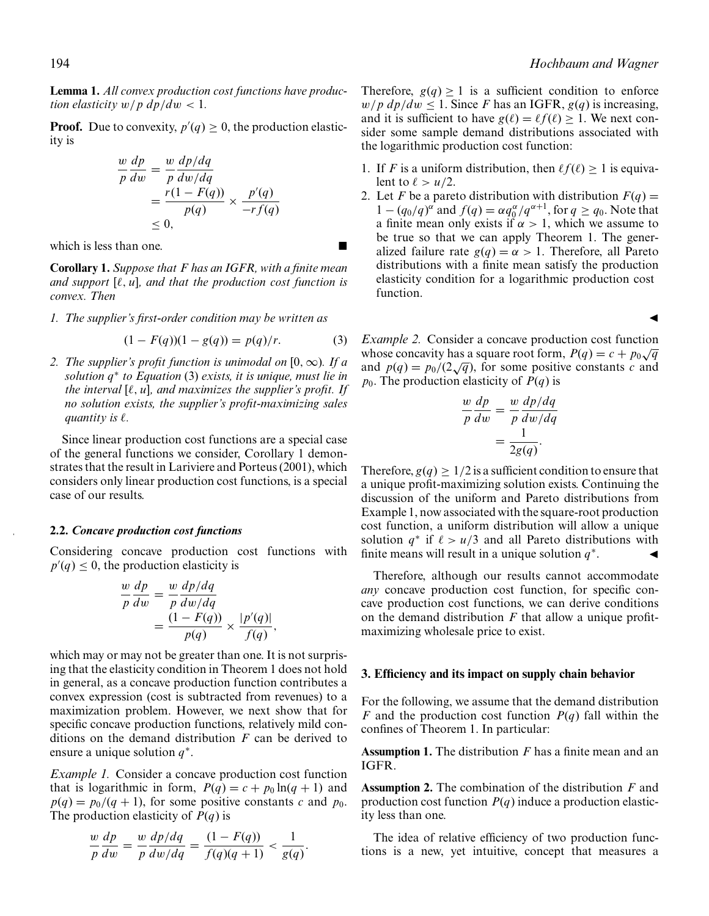**Lemma 1.** *All convex production cost functions have production elasticity $w/p\ dp/dw < 1$.*

**Proof.** Due to convexity, $p'(q) \geq 0$, the production elasticity is

$$\begin{aligned}\frac{w}{p}\frac{dp}{dw} &= \frac{w}{p}\frac{dp/dq}{dw/dq} \\ &= \frac{r(1-F(q))}{p(q)} \times \frac{p'(q)}{-rf(q)} \\ &\leq 0,\end{aligned}$$

which is less than one. ■

**Corollary 1.** *Suppose that $F$ has an IGFR, with a finite mean and support $[\ell, u]$, and that the production cost function is convex. Then*

1. *The supplier's first-order condition may be written as*

$$(1 - F(q))(1 - g(q)) = p(q)/r. \tag{3}$$

2. *The supplier's profit function is unimodal on $[0, \infty)$. If a solution $q^*$ to Equation (3) exists, it is unique, must lie in the interval $[\ell, u]$, and maximizes the supplier's profit. If no solution exists, the supplier's profit-maximizing sales quantity is $\ell$.*

Since linear production cost functions are a special case of the general functions we consider, Corollary 1 demonstrates that the result in Lariviere and Porteus (2001), which considers only linear production cost functions, is a special case of our results.

### 2.2. *Concave production cost functions*

Considering concave production cost functions with $p'(q) \leq 0$, the production elasticity is

$$\begin{aligned}\frac{w}{p}\frac{dp}{dw} &= \frac{w}{p}\frac{dp/dq}{dw/dq} \\ &= \frac{(1-F(q))}{p(q)} \times \frac{|p'(q)|}{f(q)},\end{aligned}$$

which may or may not be greater than one. It is not surprising that the elasticity condition in Theorem 1 does not hold in general, as a concave production function contributes a convex expression (cost is subtracted from revenues) to a maximization problem. However, we next show that for specific concave production functions, relatively mild conditions on the demand distribution $F$ can be derived to ensure a unique solution $q^*$.

*Example 1.* Consider a concave production cost function that is logarithmic in form, $P(q) = c + p_0 \ln(q + 1)$ and $p(q) = p_0/(q + 1)$, for some positive constants $c$ and $p_0$. The production elasticity of $P(q)$ is

$$\frac{w}{p}\frac{dp}{dw} = \frac{w}{p}\frac{dp/dq}{dw/dq} = \frac{(1-F(q))}{f(q)(q+1)} < \frac{1}{g(q)}.$$

Therefore, $g(q) \geq 1$ is a sufficient condition to enforce $w/p\ dp/dw \leq 1$. Since $F$ has an IGFR, $g(q)$ is increasing, and it is sufficient to have $g(\ell) = \ell f(\ell) \geq 1$. We next consider some sample demand distributions associated with the logarithmic production cost function:

1. If $F$ is a uniform distribution, then $\ell f(\ell) \geq 1$ is equivalent to $\ell > u/2$.
2. Let $F$ be a pareto distribution with distribution $F(q) = 1 - (q_0/q)^\alpha$ and $f(q) = \alpha q_0^\alpha / q^{\alpha+1}$, for $q \geq q_0$. Note that a finite mean only exists if $\alpha > 1$, which we assume to be true so that we can apply Theorem 1. The generalized failure rate $g(q) = \alpha > 1$. Therefore, all Pareto distributions with a finite mean satisfy the production elasticity condition for a logarithmic production cost function.

◀

*Example 2.* Consider a concave production cost function whose concavity has a square root form, $P(q) = c + p_0\sqrt{q}$ and $p(q) = p_0/(2\sqrt{q})$, for some positive constants $c$ and $p_0$. The production elasticity of $P(q)$ is

$$\begin{aligned}\frac{w}{p}\frac{dp}{dw} &= \frac{w}{p}\frac{dp/dq}{dw/dq} \\ &= \frac{1}{2g(q)}.\end{aligned}$$

Therefore, $g(q) \geq 1/2$ is a sufficient condition to ensure that a unique profit-maximizing solution exists. Continuing the discussion of the uniform and Pareto distributions from Example 1, now associated with the square-root production cost function, a uniform distribution will allow a unique solution $q^*$ if $\ell > u/3$ and all Pareto distributions with finite means will result in a unique solution $q^*$. ◀

Therefore, although our results cannot accommodate *any* concave production cost function, for specific concave production cost functions, we can derive conditions on the demand distribution $F$ that allow a unique profit-maximizing wholesale price to exist.

## 3. Efficiency and its impact on supply chain behavior

For the following, we assume that the demand distribution $F$ and the production cost function $P(q)$ fall within the confines of Theorem 1. In particular:

**Assumption 1.** The distribution $F$ has a finite mean and an IGFR.

**Assumption 2.** The combination of the distribution $F$ and production cost function $P(q)$ induce a production elasticity less than one.

The idea of relative efficiency of two production functions is a new, yet intuitive, concept that measures a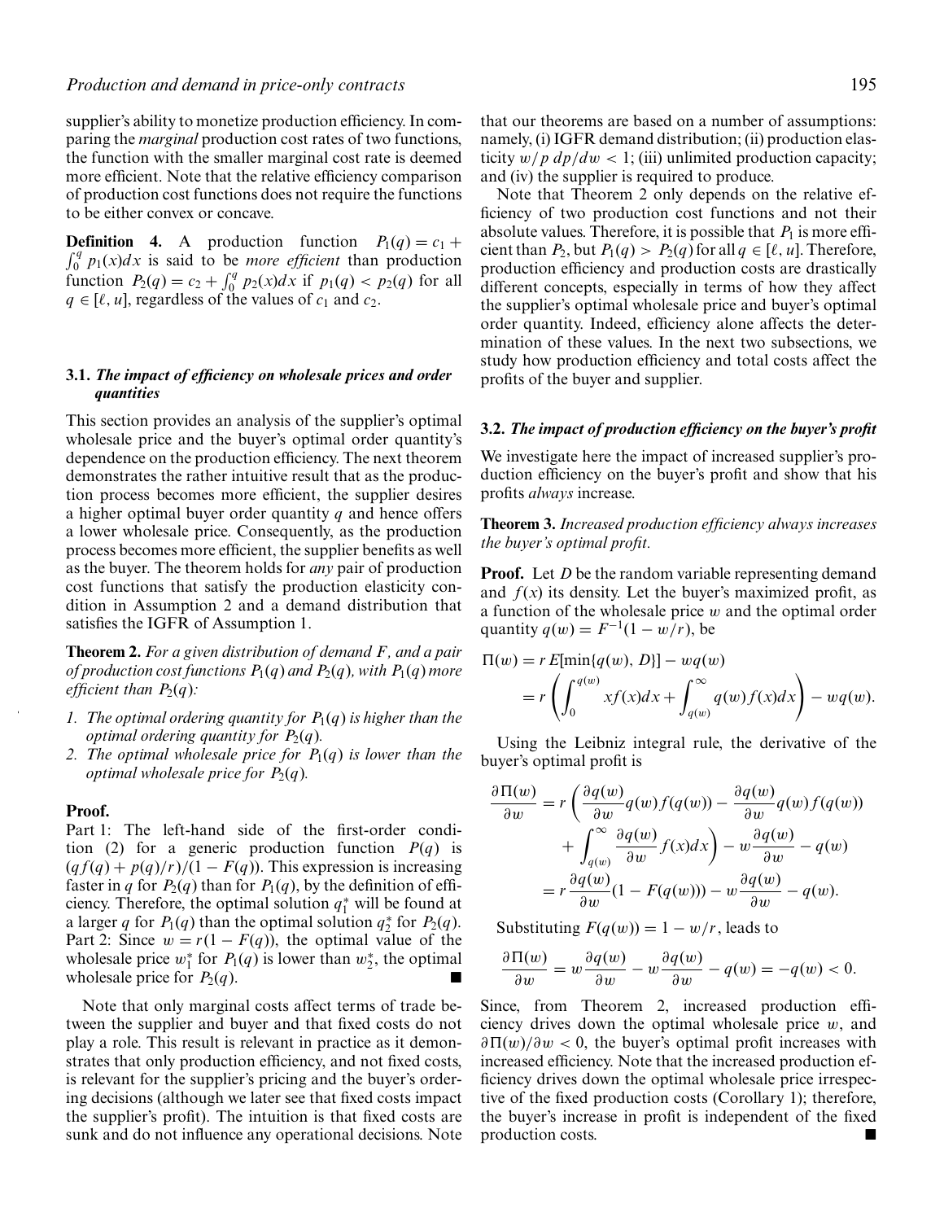supplier's ability to monetize production efficiency. In comparing the *marginal* production cost rates of two functions, the function with the smaller marginal cost rate is deemed more efficient. Note that the relative efficiency comparison of production cost functions does not require the functions to be either convex or concave.

**Definition 4.** A production function $P_1(q) = c_1 + \int_0^q p_1(x)dx$ is said to be *more efficient* than production function $P_2(q) = c_2 + \int_0^q p_2(x)dx$ if $p_1(q) < p_2(q)$ for all $q \in [\ell, u]$, regardless of the values of $c_1$ and $c_2$.

### 3.1. *The impact of efficiency on wholesale prices and order quantities*

This section provides an analysis of the supplier's optimal wholesale price and the buyer's optimal order quantity's dependence on the production efficiency. The next theorem demonstrates the rather intuitive result that as the production process becomes more efficient, the supplier desires a higher optimal buyer order quantity $q$ and hence offers a lower wholesale price. Consequently, as the production process becomes more efficient, the supplier benefits as well as the buyer. The theorem holds for *any* pair of production cost functions that satisfy the production elasticity condition in Assumption 2 and a demand distribution that satisfies the IGFR of Assumption 1.

**Theorem 2.** *For a given distribution of demand $F$, and a pair of production cost functions $P_1(q)$ and $P_2(q)$, with $P_1(q)$ more efficient than $P_2(q)$:*

1. *The optimal ordering quantity for $P_1(q)$ is higher than the optimal ordering quantity for $P_2(q)$.*
2. *The optimal wholesale price for $P_1(q)$ is lower than the optimal wholesale price for $P_2(q)$.*

**Proof.**
Part 1: The left-hand side of the first-order condition (2) for a generic production function $P(q)$ is $(qf(q) + p(q)/r)/(1 - F(q))$. This expression is increasing faster in $q$ for $P_2(q)$ than for $P_1(q)$, by the definition of efficiency. Therefore, the optimal solution $q_1^*$ will be found at a larger $q$ for $P_1(q)$ than the optimal solution $q_2^*$ for $P_2(q)$.
Part 2: Since $w = r(1 - F(q))$, the optimal value of the wholesale price $w_1^*$ for $P_1(q)$ is lower than $w_2^*$, the optimal wholesale price for $P_2(q)$. ■

Note that only marginal costs affect terms of trade between the supplier and buyer and that fixed costs do not play a role. This result is relevant in practice as it demonstrates that only production efficiency, and not fixed costs, is relevant for the supplier's pricing and the buyer's ordering decisions (although we later see that fixed costs impact the supplier's profit). The intuition is that fixed costs are sunk and do not influence any operational decisions. Note that our theorems are based on a number of assumptions: namely, (i) IGFR demand distribution; (ii) production elasticity $w/p\ dp/dw < 1$; (iii) unlimited production capacity; and (iv) the supplier is required to produce.

Note that Theorem 2 only depends on the relative efficiency of two production cost functions and not their absolute values. Therefore, it is possible that $P_1$ is more efficient than $P_2$, but $P_1(q) > P_2(q)$ for all $q \in [\ell, u]$. Therefore, production efficiency and production costs are drastically different concepts, especially in terms of how they affect the supplier's optimal wholesale price and buyer's optimal order quantity. Indeed, efficiency alone affects the determination of these values. In the next two subsections, we study how production efficiency and total costs affect the profits of the buyer and supplier.

### 3.2. *The impact of production efficiency on the buyer's profit*

We investigate here the impact of increased supplier's production efficiency on the buyer's profit and show that his profits *always* increase.

**Theorem 3.** *Increased production efficiency always increases the buyer's optimal profit.*

**Proof.** Let $D$ be the random variable representing demand and $f(x)$ its density. Let the buyer's maximized profit, as a function of the wholesale price $w$ and the optimal order quantity $q(w) = F^{-1}(1 - w/r)$, be

$$\Pi(w) = r\,E[\min\{q(w), D\}] - wq(w) = r\left(\int_0^{q(w)} xf(x)dx + \int_{q(w)}^{\infty} q(w)f(x)dx\right) - wq(w).$$

Using the Leibniz integral rule, the derivative of the buyer's optimal profit is

$$\begin{aligned}\frac{\partial \Pi(w)}{\partial w} &= r\left(\frac{\partial q(w)}{\partial w}q(w)f(q(w)) - \frac{\partial q(w)}{\partial w}q(w)f(q(w)) + \int_{q(w)}^{\infty} \frac{\partial q(w)}{\partial w}f(x)dx\right) - w\frac{\partial q(w)}{\partial w} - q(w)\\ &= r\frac{\partial q(w)}{\partial w}(1 - F(q(w))) - w\frac{\partial q(w)}{\partial w} - q(w).\end{aligned}$$

Substituting $F(q(w)) = 1 - w/r$, leads to

$$\frac{\partial \Pi(w)}{\partial w} = w\frac{\partial q(w)}{\partial w} - w\frac{\partial q(w)}{\partial w} - q(w) = -q(w) < 0.$$

Since, from Theorem 2, increased production efficiency drives down the optimal wholesale price $w$, and $\partial \Pi(w)/\partial w < 0$, the buyer's optimal profit increases with increased efficiency. Note that the increased production efficiency drives down the optimal wholesale price irrespective of the fixed production costs (Corollary 1); therefore, the buyer's increase in profit is independent of the fixed production costs. ■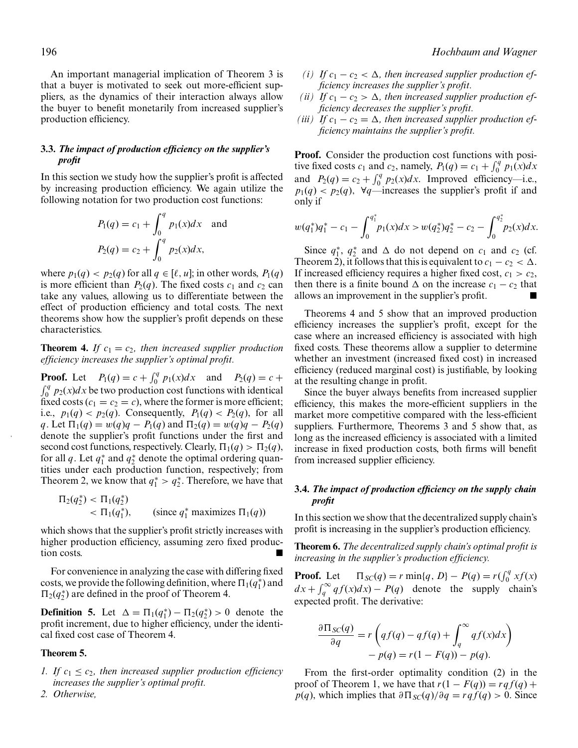An important managerial implication of Theorem 3 is that a buyer is motivated to seek out more-efficient suppliers, as the dynamics of their interaction always allow the buyer to benefit monetarily from increased supplier's production efficiency.

### 3.3. *The impact of production efficiency on the supplier's profit*

In this section we study how the supplier's profit is affected by increasing production efficiency. We again utilize the following notation for two production cost functions:

$$P_1(q) = c_1 + \int_0^q p_1(x)dx \quad \text{and}$$
$$P_2(q) = c_2 + \int_0^q p_2(x)dx,$$

where $p_1(q) < p_2(q)$ for all $q \in [\ell, u]$; in other words, $P_1(q)$ is more efficient than $P_2(q)$. The fixed costs $c_1$ and $c_2$ can take any values, allowing us to differentiate between the effect of production efficiency and total costs. The next theorems show how the supplier's profit depends on these characteristics.

**Theorem 4.** *If $c_1 = c_2$, then increased supplier production efficiency increases the supplier's optimal profit.*

**Proof.** Let $P_1(q) = c + \int_0^q p_1(x)dx$ and $P_2(q) = c + \int_0^q p_2(x)dx$ be two production cost functions with identical fixed costs ($c_1 = c_2 = c$), where the former is more efficient; i.e., $p_1(q) < p_2(q)$. Consequently, $P_1(q) < P_2(q)$, for all $q$. Let $\Pi_1(q) = w(q)q - P_1(q)$ and $\Pi_2(q) = w(q)q - P_2(q)$ denote the supplier's profit functions under the first and second cost functions, respectively. Clearly, $\Pi_1(q) > \Pi_2(q)$, for all $q$. Let $q_1^*$ and $q_2^*$ denote the optimal ordering quantities under each production function, respectively; from Theorem 2, we know that $q_1^* > q_2^*$. Therefore, we have that

$$\begin{aligned}\Pi_2(q_2^*) &< \Pi_1(q_2^*)\\ &< \Pi_1(q_1^*), \qquad (\text{since } q_1^* \text{ maximizes } \Pi_1(q))\end{aligned}$$

which shows that the supplier's profit strictly increases with higher production efficiency, assuming zero fixed production costs. ■

For convenience in analyzing the case with differing fixed costs, we provide the following definition, where $\Pi_1(q_1^*)$ and $\Pi_2(q_2^*)$ are defined in the proof of Theorem 4.

**Definition 5.** Let $\Delta = \Pi_1(q_1^*) - \Pi_2(q_2^*) > 0$ denote the profit increment, due to higher efficiency, under the identical fixed cost case of Theorem 4.

**Theorem 5.**

1. *If $c_1 \leq c_2$, then increased supplier production efficiency increases the supplier's optimal profit.*
2. *Otherwise,*
   - *(i) If $c_1 - c_2 < \Delta$, then increased supplier production efficiency increases the supplier's profit.*
   - *(ii) If $c_1 - c_2 > \Delta$, then increased supplier production efficiency decreases the supplier's profit.*
   - *(iii) If $c_1 - c_2 = \Delta$, then increased supplier production efficiency maintains the supplier's profit.*

**Proof.** Consider the production cost functions with positive fixed costs $c_1$ and $c_2$, namely, $P_1(q) = c_1 + \int_0^q p_1(x)dx$ and $P_2(q) = c_2 + \int_0^q p_2(x)dx$. Improved efficiency—i.e., $p_1(q) < p_2(q)$, $\forall q$—increases the supplier's profit if and only if

$$w(q_1^*)q_1^* - c_1 - \int_0^{q_1^*} p_1(x)dx > w(q_2^*)q_2^* - c_2 - \int_0^{q_2^*} p_2(x)dx.$$

Since $q_1^*$, $q_2^*$ and $\Delta$ do not depend on $c_1$ and $c_2$ (cf. Theorem 2), it follows that this is equivalent to $c_1 - c_2 < \Delta$. If increased efficiency requires a higher fixed cost, $c_1 > c_2$, then there is a finite bound $\Delta$ on the increase $c_1 - c_2$ that allows an improvement in the supplier's profit. ■

Theorems 4 and 5 show that an improved production efficiency increases the supplier's profit, except for the case where an increased efficiency is associated with high fixed costs. These theorems allow a supplier to determine whether an investment (increased fixed cost) in increased efficiency (reduced marginal cost) is justifiable, by looking at the resulting change in profit.

Since the buyer always benefits from increased supplier efficiency, this makes the more-efficient suppliers in the market more competitive compared with the less-efficient suppliers. Furthermore, Theorems 3 and 5 show that, as long as the increased efficiency is associated with a limited increase in fixed production costs, both firms will benefit from increased supplier efficiency.

### 3.4. *The impact of production efficiency on the supply chain profit*

In this section we show that the decentralized supply chain's profit is increasing in the supplier's production efficiency.

**Theorem 6.** *The decentralized supply chain's optimal profit is increasing in the supplier's production efficiency.*

**Proof.** Let $\Pi_{SC}(q) = r \min\{q, D\} - P(q) = r(\int_0^q xf(x)dx + \int_q^\infty qf(x)dx) - P(q)$ denote the supply chain's expected profit. The derivative:

$$\frac{\partial \Pi_{SC}(q)}{\partial q} = r\left(qf(q) - qf(q) + \int_q^\infty qf(x)dx\right) - p(q) = r(1 - F(q)) - p(q).$$

From the first-order optimality condition (2) in the proof of Theorem 1, we have that $r(1 - F(q)) = rqf(q) + p(q)$, which implies that $\partial \Pi_{SC}(q)/\partial q = rqf(q) > 0$. Since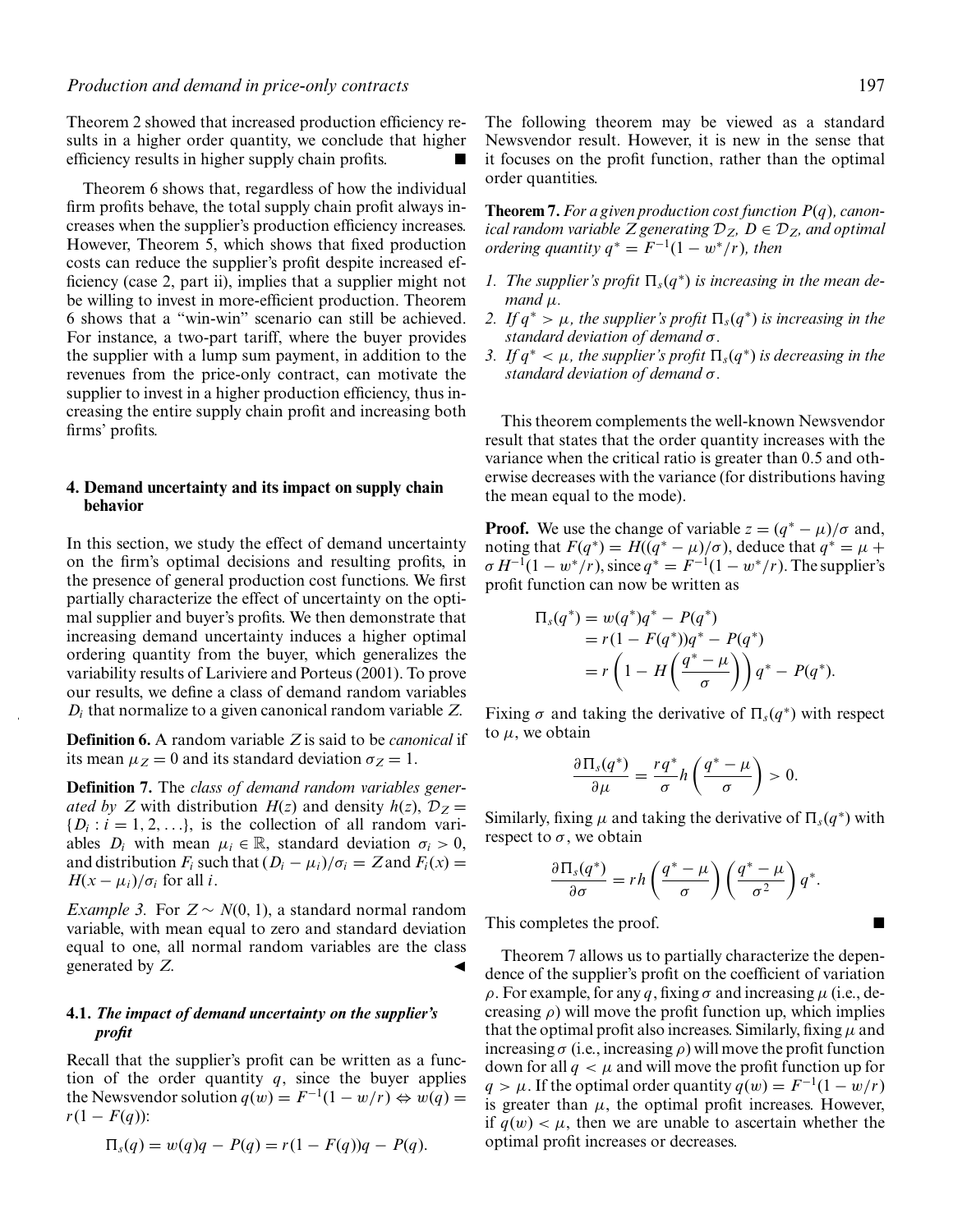Theorem 2 showed that increased production efficiency results in a higher order quantity, we conclude that higher efficiency results in higher supply chain profits. ■

Theorem 6 shows that, regardless of how the individual firm profits behave, the total supply chain profit always increases when the supplier's production efficiency increases. However, Theorem 5, which shows that fixed production costs can reduce the supplier's profit despite increased efficiency (case 2, part ii), implies that a supplier might not be willing to invest in more-efficient production. Theorem 6 shows that a "win-win" scenario can still be achieved. For instance, a two-part tariff, where the buyer provides the supplier with a lump sum payment, in addition to the revenues from the price-only contract, can motivate the supplier to invest in a higher production efficiency, thus increasing the entire supply chain profit and increasing both firms' profits.

## 4. Demand uncertainty and its impact on supply chain behavior

In this section, we study the effect of demand uncertainty on the firm's optimal decisions and resulting profits, in the presence of general production cost functions. We first partially characterize the effect of uncertainty on the optimal supplier and buyer's profits. We then demonstrate that increasing demand uncertainty induces a higher optimal ordering quantity from the buyer, which generalizes the variability results of Lariviere and Porteus (2001). To prove our results, we define a class of demand random variables $D_i$ that normalize to a given canonical random variable $Z$.

**Definition 6.** A random variable $Z$ is said to be *canonical* if its mean $\mu_Z = 0$ and its standard deviation $\sigma_Z = 1$.

**Definition 7.** The *class of demand random variables generated by* $Z$ with distribution $H(z)$ and density $h(z)$, $\mathcal{D}_Z = \{D_i : i = 1, 2, \ldots\}$, is the collection of all random variables $D_i$ with mean $\mu_i \in \mathbb{R}$, standard deviation $\sigma_i > 0$, and distribution $F_i$ such that $(D_i - \mu_i)/\sigma_i = Z$ and $F_i(x) = H(x - \mu_i)/\sigma_i$ for all $i$.

*Example 3.* For $Z \sim N(0, 1)$, a standard normal random variable, with mean equal to zero and standard deviation equal to one, all normal random variables are the class generated by $Z$. ◄

### 4.1. *The impact of demand uncertainty on the supplier's profit*

Recall that the supplier's profit can be written as a function of the order quantity $q$, since the buyer applies the Newsvendor solution $q(w) = F^{-1}(1 - w/r) \Leftrightarrow w(q) = r(1 - F(q))$:

$$\Pi_s(q) = w(q)q - P(q) = r(1 - F(q))q - P(q).$$

The following theorem may be viewed as a standard Newsvendor result. However, it is new in the sense that it focuses on the profit function, rather than the optimal order quantities.

**Theorem 7.** *For a given production cost function $P(q)$, canonical random variable $Z$ generating $\mathcal{D}_Z$, $D \in \mathcal{D}_Z$, and optimal ordering quantity $q^* = F^{-1}(1 - w^*/r)$, then*

1. *The supplier's profit $\Pi_s(q^*)$ is increasing in the mean demand $\mu$.*
2. *If $q^* > \mu$, the supplier's profit $\Pi_s(q^*)$ is increasing in the standard deviation of demand $\sigma$.*
3. *If $q^* < \mu$, the supplier's profit $\Pi_s(q^*)$ is decreasing in the standard deviation of demand $\sigma$.*

This theorem complements the well-known Newsvendor result that states that the order quantity increases with the variance when the critical ratio is greater than 0.5 and otherwise decreases with the variance (for distributions having the mean equal to the mode).

**Proof.** We use the change of variable $z = (q^* - \mu)/\sigma$ and, noting that $F(q^*) = H((q^* - \mu)/\sigma)$, deduce that $q^* = \mu + \sigma H^{-1}(1 - w^*/r)$, since $q^* = F^{-1}(1 - w^*/r)$. The supplier's profit function can now be written as

$$\begin{aligned}\Pi_s(q^*) &= w(q^*)q^* - P(q^*)\\ &= r(1 - F(q^*))q^* - P(q^*)\\ &= r\left(1 - H\left(\frac{q^* - \mu}{\sigma}\right)\right)q^* - P(q^*).\end{aligned}$$

Fixing $\sigma$ and taking the derivative of $\Pi_s(q^*)$ with respect to $\mu$, we obtain

$$\frac{\partial \Pi_s(q^*)}{\partial \mu} = \frac{rq^*}{\sigma} h\left(\frac{q^* - \mu}{\sigma}\right) > 0.$$

Similarly, fixing $\mu$ and taking the derivative of $\Pi_s(q^*)$ with respect to $\sigma$, we obtain

$$\frac{\partial \Pi_s(q^*)}{\partial \sigma} = rh\left(\frac{q^* - \mu}{\sigma}\right)\left(\frac{q^* - \mu}{\sigma^2}\right)q^*.$$

This completes the proof. ■

Theorem 7 allows us to partially characterize the dependence of the supplier's profit on the coefficient of variation $\rho$. For example, for any $q$, fixing $\sigma$ and increasing $\mu$ (i.e., decreasing $\rho$) will move the profit function up, which implies that the optimal profit also increases. Similarly, fixing $\mu$ and increasing $\sigma$ (i.e., increasing $\rho$) will move the profit function down for all $q < \mu$ and will move the profit function up for $q > \mu$. If the optimal order quantity $q(w) = F^{-1}(1 - w/r)$ is greater than $\mu$, the optimal profit increases. However, if $q(w) < \mu$, then we are unable to ascertain whether the optimal profit increases or decreases.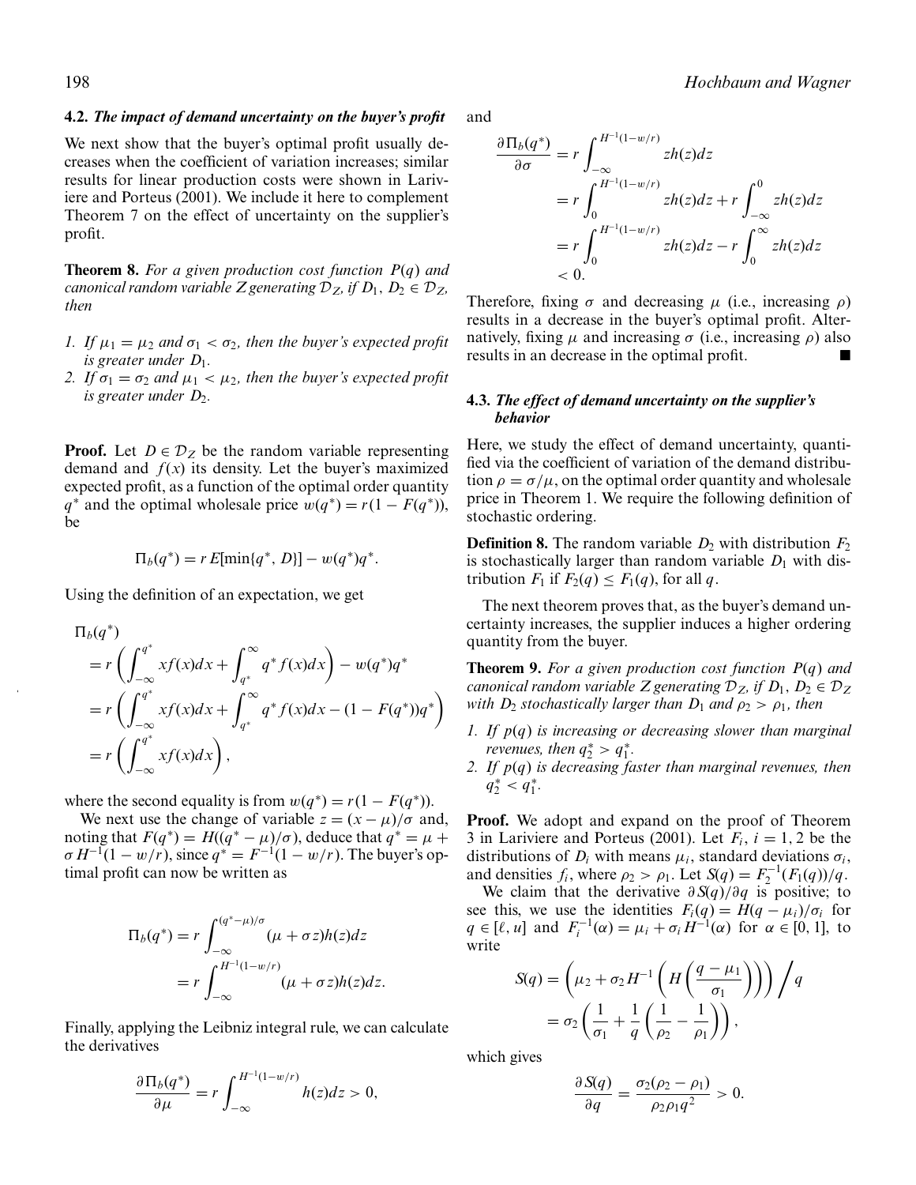### 4.2. *The impact of demand uncertainty on the buyer's profit*

We next show that the buyer's optimal profit usually decreases when the coefficient of variation increases; similar results for linear production costs were shown in Lariviere and Porteus (2001). We include it here to complement Theorem 7 on the effect of uncertainty on the supplier's profit.

**Theorem 8.** *For a given production cost function $P(q)$ and canonical random variable $Z$ generating $\mathcal{D}_Z$, if $D_1, D_2 \in \mathcal{D}_Z$, then*

1. *If $\mu_1 = \mu_2$ and $\sigma_1 < \sigma_2$, then the buyer's expected profit is greater under $D_1$.*
2. *If $\sigma_1 = \sigma_2$ and $\mu_1 < \mu_2$, then the buyer's expected profit is greater under $D_2$.*

**Proof.** Let $D \in \mathcal{D}_Z$ be the random variable representing demand and $f(x)$ its density. Let the buyer's maximized expected profit, as a function of the optimal order quantity $q^*$ and the optimal wholesale price $w(q^*) = r(1 - F(q^*))$, be

$$\Pi_b(q^*) = r\,E[\min\{q^*, D\}] - w(q^*)q^*.$$

Using the definition of an expectation, we get

$$\begin{aligned}
\Pi_b(q^*) &= r\left(\int_{-\infty}^{q^*} xf(x)dx + \int_{q^*}^{\infty} q^* f(x)dx\right) - w(q^*)q^* \\
&= r\left(\int_{-\infty}^{q^*} xf(x)dx + \int_{q^*}^{\infty} q^* f(x)dx - (1 - F(q^*))q^*\right) \\
&= r\left(\int_{-\infty}^{q^*} xf(x)dx\right),
\end{aligned}$$

where the second equality is from $w(q^*) = r(1 - F(q^*))$.

We next use the change of variable $z = (x - \mu)/\sigma$ and, noting that $F(q^*) = H((q^* - \mu)/\sigma)$, deduce that $q^* = \mu + \sigma H^{-1}(1 - w/r)$, since $q^* = F^{-1}(1 - w/r)$. The buyer's optimal profit can now be written as

$$\begin{aligned}
\Pi_b(q^*) &= r\int_{-\infty}^{(q^*-\mu)/\sigma} (\mu + \sigma z)h(z)dz \\
&= r\int_{-\infty}^{H^{-1}(1-w/r)} (\mu + \sigma z)h(z)dz.
\end{aligned}$$

Finally, applying the Leibniz integral rule, we can calculate the derivatives

$$\frac{\partial \Pi_b(q^*)}{\partial \mu} = r\int_{-\infty}^{H^{-1}(1-w/r)} h(z)dz > 0,$$

and

$$\begin{aligned}
\frac{\partial \Pi_b(q^*)}{\partial \sigma} &= r\int_{-\infty}^{H^{-1}(1-w/r)} zh(z)dz \\
&= r\int_{0}^{H^{-1}(1-w/r)} zh(z)dz + r\int_{-\infty}^{0} zh(z)dz \\
&= r\int_{0}^{H^{-1}(1-w/r)} zh(z)dz - r\int_{0}^{\infty} zh(z)dz \\
&< 0.
\end{aligned}$$

Therefore, fixing $\sigma$ and decreasing $\mu$ (i.e., increasing $\rho$) results in a decrease in the buyer's optimal profit. Alternatively, fixing $\mu$ and increasing $\sigma$ (i.e., increasing $\rho$) also results in an decrease in the optimal profit. ∎

### 4.3. *The effect of demand uncertainty on the supplier's behavior*

Here, we study the effect of demand uncertainty, quantified via the coefficient of variation of the demand distribution $\rho = \sigma/\mu$, on the optimal order quantity and wholesale price in Theorem 1. We require the following definition of stochastic ordering.

**Definition 8.** The random variable $D_2$ with distribution $F_2$ is stochastically larger than random variable $D_1$ with distribution $F_1$ if $F_2(q) \leq F_1(q)$, for all $q$.

The next theorem proves that, as the buyer's demand uncertainty increases, the supplier induces a higher ordering quantity from the buyer.

**Theorem 9.** *For a given production cost function $P(q)$ and canonical random variable $Z$ generating $\mathcal{D}_Z$, if $D_1, D_2 \in \mathcal{D}_Z$ with $D_2$ stochastically larger than $D_1$ and $\rho_2 > \rho_1$, then*

1. *If $p(q)$ is increasing or decreasing slower than marginal revenues, then $q_2^* > q_1^*$.*
2. *If $p(q)$ is decreasing faster than marginal revenues, then $q_2^* < q_1^*$.*

**Proof.** We adopt and expand on the proof of Theorem 3 in Lariviere and Porteus (2001). Let $F_i$, $i = 1, 2$ be the distributions of $D_i$ with means $\mu_i$, standard deviations $\sigma_i$, and densities $f_i$, where $\rho_2 > \rho_1$. Let $S(q) = F_2^{-1}(F_1(q))/q$.

We claim that the derivative $\partial S(q)/\partial q$ is positive; to see this, we use the identities $F_i(q) = H(q - \mu_i)/\sigma_i$ for $q \in [\ell, u]$ and $F_i^{-1}(\alpha) = \mu_i + \sigma_i H^{-1}(\alpha)$ for $\alpha \in [0, 1]$, to write

$$\begin{aligned}
S(q) &= \left(\mu_2 + \sigma_2 H^{-1}\left(H\left(\frac{q - \mu_1}{\sigma_1}\right)\right)\right) \Big/ q \\
&= \sigma_2\left(\frac{1}{\sigma_1} + \frac{1}{q}\left(\frac{1}{\rho_2} - \frac{1}{\rho_1}\right)\right),
\end{aligned}$$

which gives

$$\frac{\partial S(q)}{\partial q} = \frac{\sigma_2(\rho_2 - \rho_1)}{\rho_2 \rho_1 q^2} > 0.$$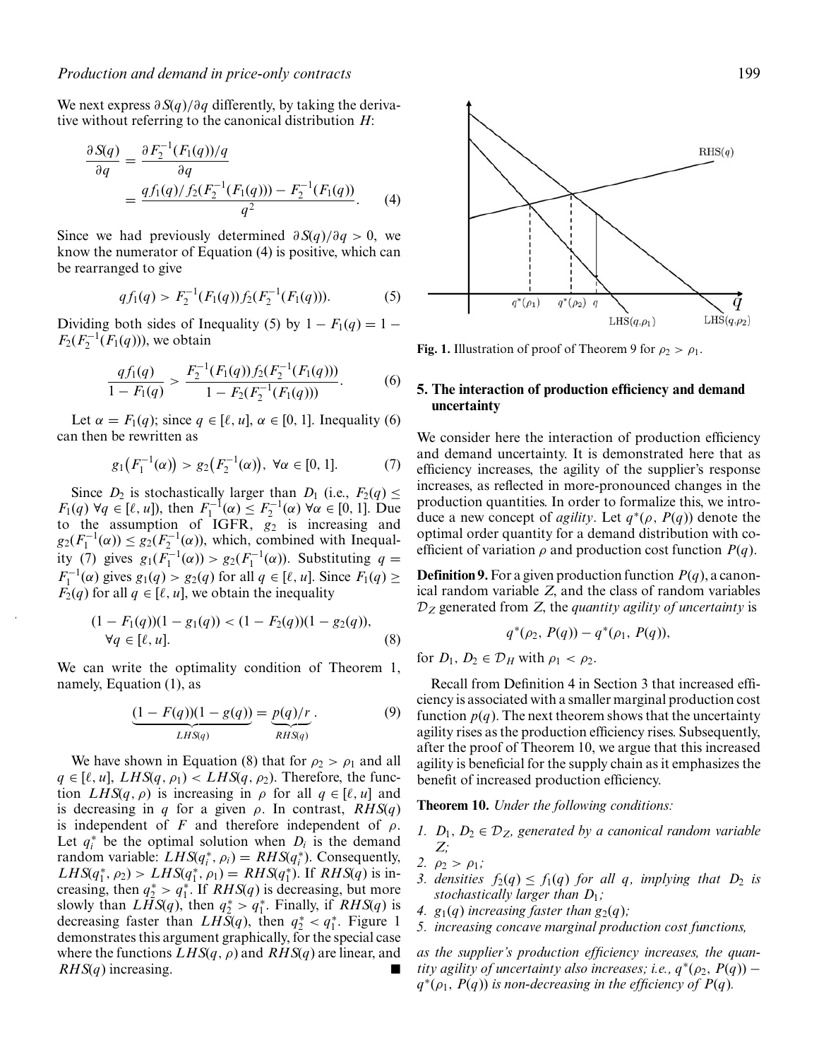We next express $\partial S(q)/\partial q$ differently, by taking the derivative without referring to the canonical distribution $H$:

$$\frac{\partial S(q)}{\partial q} = \frac{\partial F_2^{-1}(F_1(q))/q}{\partial q} = \frac{q f_1(q)/f_2(F_2^{-1}(F_1(q))) - F_2^{-1}(F_1(q))}{q^2}. \quad (4)$$

Since we had previously determined $\partial S(q)/\partial q > 0$, we know the numerator of Equation (4) is positive, which can be rearranged to give

$$q f_1(q) > F_2^{-1}(F_1(q)) f_2(F_2^{-1}(F_1(q))). \quad (5)$$

Dividing both sides of Inequality (5) by $1 - F_1(q) = 1 - F_2(F_2^{-1}(F_1(q)))$, we obtain

$$\frac{q f_1(q)}{1 - F_1(q)} > \frac{F_2^{-1}(F_1(q)) f_2(F_2^{-1}(F_1(q)))}{1 - F_2(F_2^{-1}(F_1(q)))}. \quad (6)$$

Let $\alpha = F_1(q)$; since $q \in [\ell, u]$, $\alpha \in [0, 1]$. Inequality (6) can then be rewritten as

$$g_1\big(F_1^{-1}(\alpha)\big) > g_2\big(F_2^{-1}(\alpha)\big), \ \forall \alpha \in [0, 1]. \quad (7)$$

Since $D_2$ is stochastically larger than $D_1$ (i.e., $F_2(q) \leq F_1(q)\ \forall q \in [\ell, u]$), then $F_1^{-1}(\alpha) \leq F_2^{-1}(\alpha)\ \forall \alpha \in [0, 1]$. Due to the assumption of IGFR, $g_2$ is increasing and $g_2(F_1^{-1}(\alpha)) \leq g_2(F_2^{-1}(\alpha))$, which, combined with Inequality (7) gives $g_1(F_1^{-1}(\alpha)) > g_2(F_1^{-1}(\alpha))$. Substituting $q = F_1^{-1}(\alpha)$ gives $g_1(q) > g_2(q)$ for all $q \in [\ell, u]$. Since $F_1(q) \geq F_2(q)$ for all $q \in [\ell, u]$, we obtain the inequality

$$(1 - F_1(q))(1 - g_1(q)) < (1 - F_2(q))(1 - g_2(q)), \quad \forall q \in [\ell, u]. \quad (8)$$

We can write the optimality condition of Theorem 1, namely, Equation (1), as

$$\underbrace{(1 - F(q))(1 - g(q))}_{LHS(q)} = \underbrace{p(q)/r}_{RHS(q)}. \quad (9)$$

We have shown in Equation (8) that for $\rho_2 > \rho_1$ and all $q \in [\ell, u]$, $LHS(q, \rho_1) < LHS(q, \rho_2)$. Therefore, the function $LHS(q, \rho)$ is increasing in $\rho$ for all $q \in [\ell, u]$ and is decreasing in $q$ for a given $\rho$. In contrast, $RHS(q)$ is independent of $F$ and therefore independent of $\rho$. Let $q_i^*$ be the optimal solution when $D_i$ is the demand random variable: $LHS(q_i^*, \rho_i) = RHS(q_i^*)$. Consequently, $LHS(q_1^*, \rho_2) > LHS(q_1^*, \rho_1) = RHS(q_1^*)$. If $RHS(q)$ is increasing, then $q_2^* > q_1^*$. If $RHS(q)$ is decreasing, but more slowly than $LHS(q)$, then $q_2^* > q_1^*$. Finally, if $RHS(q)$ is decreasing faster than $LHS(q)$, then $q_2^* < q_1^*$. Figure 1 demonstrates this argument graphically, for the special case where the functions $LHS(q, \rho)$ and $RHS(q)$ are linear, and $RHS(q)$ increasing. ■

**Fig. 1.** Illustration of proof of Theorem 9 for $\rho_2 > \rho_1$.

## 5. The interaction of production efficiency and demand uncertainty

We consider here the interaction of production efficiency and demand uncertainty. It is demonstrated here that as efficiency increases, the agility of the supplier's response increases, as reflected in more-pronounced changes in the production quantities. In order to formalize this, we introduce a new concept of *agility*. Let $q^*(\rho, P(q))$ denote the optimal order quantity for a demand distribution with coefficient of variation $\rho$ and production cost function $P(q)$.

**Definition 9.** For a given production function $P(q)$, a canonical random variable $Z$, and the class of random variables $\mathcal{D}_Z$ generated from $Z$, the *quantity agility of uncertainty* is

$$q^*(\rho_2, P(q)) - q^*(\rho_1, P(q)),$$

for $D_1, D_2 \in \mathcal{D}_H$ with $\rho_1 < \rho_2$.

Recall from Definition 4 in Section 3 that increased efficiency is associated with a smaller marginal production cost function $p(q)$. The next theorem shows that the uncertainty agility rises as the production efficiency rises. Subsequently, after the proof of Theorem 10, we argue that this increased agility is beneficial for the supply chain as it emphasizes the benefit of increased production efficiency.

**Theorem 10.** *Under the following conditions:*

1. *$D_1, D_2 \in \mathcal{D}_Z$, generated by a canonical random variable $Z$;*
2. *$\rho_2 > \rho_1$;*
3. *densities $f_2(q) \leq f_1(q)$ for all $q$, implying that $D_2$ is stochastically larger than $D_1$;*
4. *$g_1(q)$ increasing faster than $g_2(q)$;*
5. *increasing concave marginal production cost functions,*

*as the supplier's production efficiency increases, the quantity agility of uncertainty also increases; i.e., $q^*(\rho_2, P(q)) - q^*(\rho_1, P(q))$ is non-decreasing in the efficiency of $P(q)$.*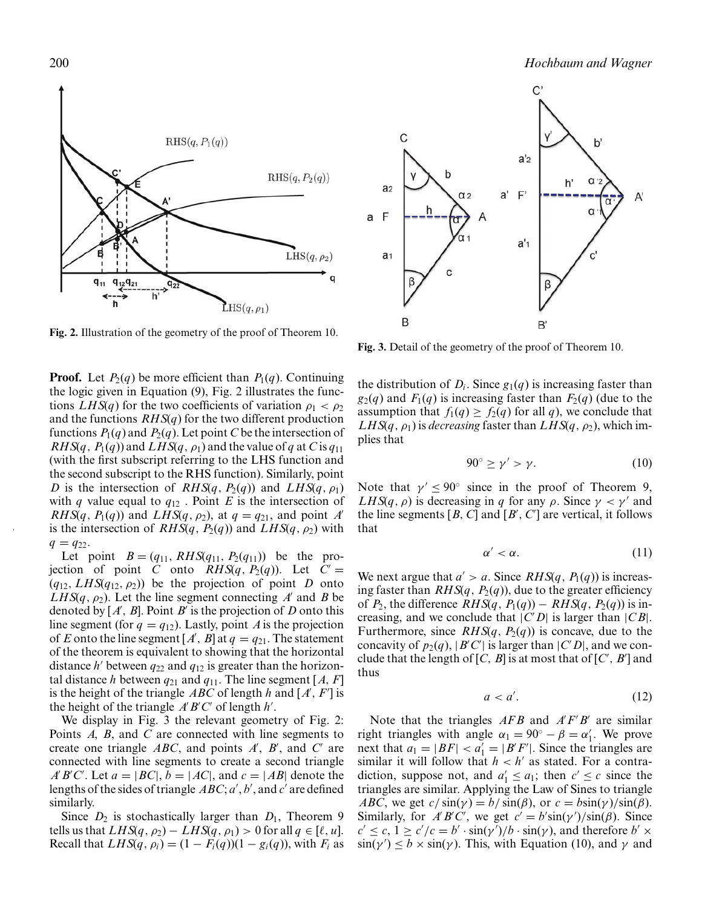Fig. 2. Illustration of the geometry of the proof of Theorem 10.

Fig. 3. Detail of the geometry of the proof of Theorem 10.

**Proof.** Let $P_2(q)$ be more efficient than $P_1(q)$. Continuing the logic given in Equation (9), Fig. 2 illustrates the functions $LHS(q)$ for the two coefficients of variation $\rho_1 < \rho_2$ and the functions $RHS(q)$ for the two different production functions $P_1(q)$ and $P_2(q)$. Let point $C$ be the intersection of $RHS(q, P_1(q))$ and $LHS(q, \rho_1)$ and the value of $q$ at $C$ is $q_{11}$ (with the first subscript referring to the LHS function and the second subscript to the RHS function). Similarly, point $D$ is the intersection of $RHS(q, P_2(q))$ and $LHS(q, \rho_1)$ with $q$ value equal to $q_{12}$. Point $E$ is the intersection of $RHS(q, P_1(q))$ and $LHS(q, \rho_2)$, at $q = q_{21}$, and point $A'$ is the intersection of $RHS(q, P_2(q))$ and $LHS(q, \rho_2)$ with $q = q_{22}$.

Let point $B = (q_{11}, RHS(q_{11}, P_2(q_{11}))$ be the projection of point $C$ onto $RHS(q, P_2(q))$. Let $C' = (q_{12}, LHS(q_{12}, \rho_2))$ be the projection of point $D$ onto $LHS(q, \rho_2)$. Let the line segment connecting $A'$ and $B$ be denoted by $[A', B]$. Point $B'$ is the projection of $D$ onto this line segment (for $q = q_{12}$). Lastly, point $A$ is the projection of $E$ onto the line segment $[A', B]$ at $q = q_{21}$. The statement of the theorem is equivalent to showing that the horizontal distance $h'$ between $q_{22}$ and $q_{12}$ is greater than the horizontal distance $h$ between $q_{21}$ and $q_{11}$. The line segment $[A, F]$ is the height of the triangle $ABC$ of length $h$ and $[A', F']$ is the height of the triangle $A'B'C'$ of length $h'$.

We display in Fig. 3 the relevant geometry of Fig. 2: Points $A$, $B$, and $C$ are connected with line segments to create one triangle $ABC$, and points $A'$, $B'$, and $C'$ are connected with line segments to create a second triangle $A'B'C'$. Let $a = |BC|$, $b = |AC|$, and $c = |AB|$ denote the lengths of the sides of triangle $ABC$; $a'$, $b'$, and $c'$ are defined similarly.

Since $D_2$ is stochastically larger than $D_1$, Theorem 9 tells us that $LHS(q, \rho_2) - LHS(q, \rho_1) > 0$ for all $q \in [\ell, u]$. Recall that $LHS(q, \rho_i) = (1 - F_i(q))(1 - g_i(q))$, with $F_i$ as the distribution of $D_i$. Since $g_1(q)$ is increasing faster than $g_2(q)$ and $F_1(q)$ is increasing faster than $F_2(q)$ (due to the assumption that $f_1(q) \geq f_2(q)$ for all $q$), we conclude that $LHS(q, \rho_1)$ is *decreasing* faster than $LHS(q, \rho_2)$, which implies that

$$90^\circ \geq \gamma' > \gamma. \tag{10}$$

Note that $\gamma' \leq 90^\circ$ since in the proof of Theorem 9, $LHS(q, \rho)$ is decreasing in $q$ for any $\rho$. Since $\gamma < \gamma'$ and the line segments $[B, C]$ and $[B', C']$ are vertical, it follows that

$$\alpha' < \alpha. \tag{11}$$

We next argue that $a' > a$. Since $RHS(q, P_1(q))$ is increasing faster than $RHS(q, P_2(q))$, due to the greater efficiency of $P_2$, the difference $RHS(q, P_1(q)) - RHS(q, P_2(q))$ is increasing, and we conclude that $|C'D|$ is larger than $|CB|$. Furthermore, since $RHS(q, P_2(q))$ is concave, due to the concavity of $p_2(q)$, $|B'C'|$ is larger than $|C'D|$, and we conclude that the length of $[C, B]$ is at most that of $[C', B']$ and thus

$$a < a'. \tag{12}$$

Note that the triangles $AFB$ and $A'F'B'$ are similar right triangles with angle $\alpha_1 = 90^\circ - \beta = \alpha'_1$. We prove next that $a_1 = |BF| < a'_1 = |B'F'|$. Since the triangles are similar it will follow that $h < h'$ as stated. For a contradiction, suppose not, and $a'_1 \leq a_1$; then $c' \leq c$ since the triangles are similar. Applying the Law of Sines to triangle $ABC$, we get $c/\sin(\gamma) = b/\sin(\beta)$, or $c = b\sin(\gamma)/\sin(\beta)$. Similarly, for $A'B'C'$, we get $c' = b'\sin(\gamma')/\sin(\beta)$. Since $c' \leq c$, $1 \geq c'/c = b' \cdot \sin(\gamma')/b \cdot \sin(\gamma)$, and therefore $b' \times \sin(\gamma') \leq b \times \sin(\gamma)$. This, with Equation (10), and $\gamma$ and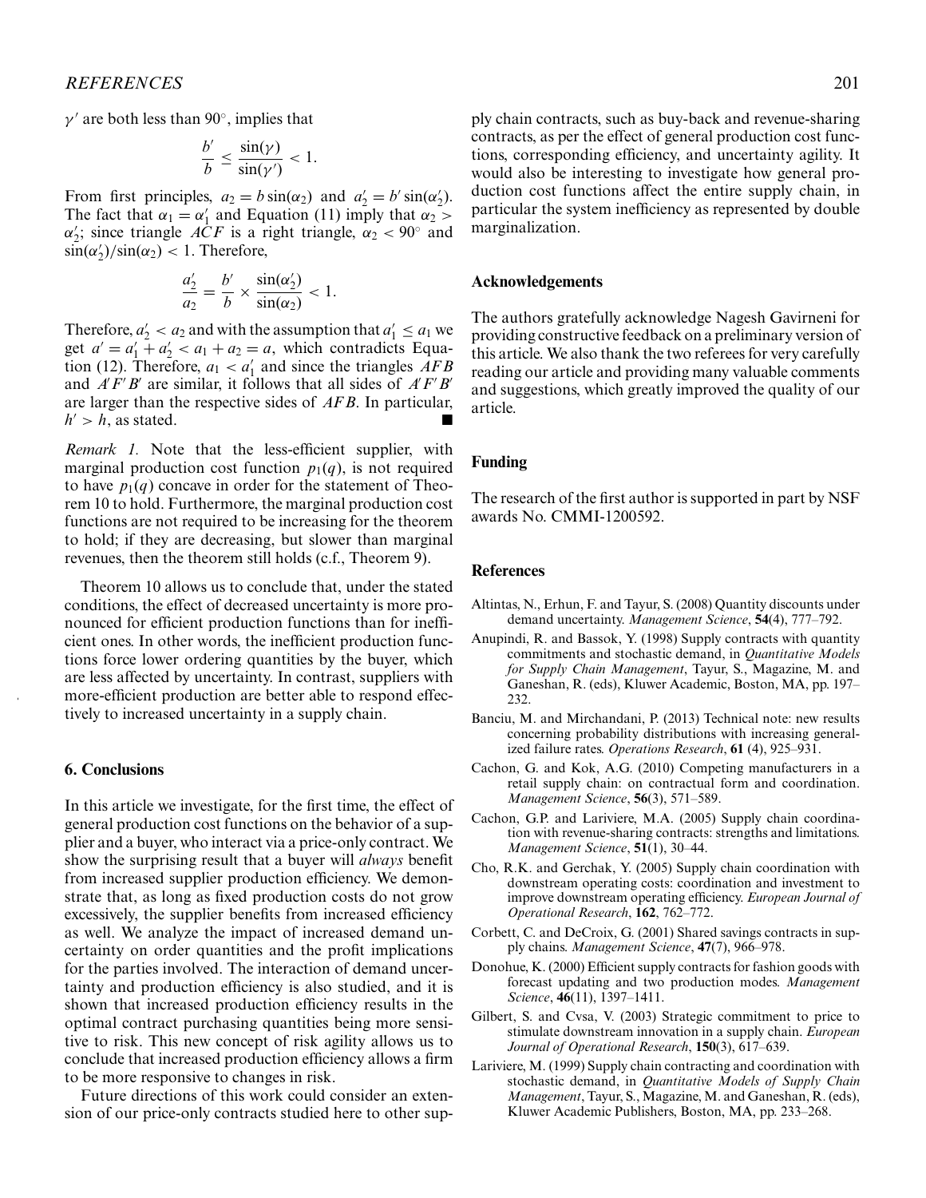$\gamma'$ are both less than 90°, implies that

$$\frac{b'}{b} \leq \frac{\sin(\gamma)}{\sin(\gamma')} < 1.$$

From first principles, $a_2 = b\sin(\alpha_2)$ and $a_2' = b'\sin(\alpha_2')$. The fact that $\alpha_1 = \alpha_1'$ and Equation (11) imply that $\alpha_2 > \alpha_2'$; since triangle $ACF$ is a right triangle, $\alpha_2 < 90°$ and $\sin(\alpha_2')/\sin(\alpha_2) < 1$. Therefore,

$$\frac{a_2'}{a_2} = \frac{b'}{b} \times \frac{\sin(\alpha_2')}{\sin(\alpha_2)} < 1.$$

Therefore, $a_2' < a_2$ and with the assumption that $a_1' \leq a_1$ we get $a' = a_1' + a_2' < a_1 + a_2 = a$, which contradicts Equation (12). Therefore, $a_1 < a_1'$ and since the triangles $AFB$ and $A'F'B'$ are similar, it follows that all sides of $A'F'B'$ are larger than the respective sides of $AFB$. In particular, $h' > h$, as stated. ■

*Remark 1.* Note that the less-efficient supplier, with marginal production cost function $p_1(q)$, is not required to have $p_1(q)$ concave in order for the statement of Theorem 10 to hold. Furthermore, the marginal production cost functions are not required to be increasing for the theorem to hold; if they are decreasing, but slower than marginal revenues, then the theorem still holds (c.f., Theorem 9).

Theorem 10 allows us to conclude that, under the stated conditions, the effect of decreased uncertainty is more pronounced for efficient production functions than for inefficient ones. In other words, the inefficient production functions force lower ordering quantities by the buyer, which are less affected by uncertainty. In contrast, suppliers with more-efficient production are better able to respond effectively to increased uncertainty in a supply chain.

## 6. Conclusions

In this article we investigate, for the first time, the effect of general production cost functions on the behavior of a supplier and a buyer, who interact via a price-only contract. We show the surprising result that a buyer will *always* benefit from increased supplier production efficiency. We demonstrate that, as long as fixed production costs do not grow excessively, the supplier benefits from increased efficiency as well. We analyze the impact of increased demand uncertainty on order quantities and the profit implications for the parties involved. The interaction of demand uncertainty and production efficiency is also studied, and it is shown that increased production efficiency results in the optimal contract purchasing quantities being more sensitive to risk. This new concept of risk agility allows us to conclude that increased production efficiency allows a firm to be more responsive to changes in risk.

Future directions of this work could consider an extension of our price-only contracts studied here to other supply chain contracts, such as buy-back and revenue-sharing contracts, as per the effect of general production cost functions, corresponding efficiency, and uncertainty agility. It would also be interesting to investigate how general production cost functions affect the entire supply chain, in particular the system inefficiency as represented by double marginalization.

## Acknowledgements

The authors gratefully acknowledge Nagesh Gavirneni for providing constructive feedback on a preliminary version of this article. We also thank the two referees for very carefully reading our article and providing many valuable comments and suggestions, which greatly improved the quality of our article.

## Funding

The research of the first author is supported in part by NSF awards No. CMMI-1200592.

## References

Altintas, N., Erhun, F. and Tayur, S. (2008) Quantity discounts under demand uncertainty. *Management Science*, **54**(4), 777–792.

Anupindi, R. and Bassok, Y. (1998) Supply contracts with quantity commitments and stochastic demand, in *Quantitative Models for Supply Chain Management*, Tayur, S., Magazine, M. and Ganeshan, R. (eds), Kluwer Academic, Boston, MA, pp. 197–232.

Banciu, M. and Mirchandani, P. (2013) Technical note: new results concerning probability distributions with increasing generalized failure rates. *Operations Research*, **61** (4), 925–931.

Cachon, G. and Kok, A.G. (2010) Competing manufacturers in a retail supply chain: on contractual form and coordination. *Management Science*, **56**(3), 571–589.

Cachon, G.P. and Lariviere, M.A. (2005) Supply chain coordination with revenue-sharing contracts: strengths and limitations. *Management Science*, **51**(1), 30–44.

Cho, R.K. and Gerchak, Y. (2005) Supply chain coordination with downstream operating costs: coordination and investment to improve downstream operating efficiency. *European Journal of Operational Research*, **162**, 762–772.

Corbett, C. and DeCroix, G. (2001) Shared savings contracts in supply chains. *Management Science*, **47**(7), 966–978.

Donohue, K. (2000) Efficient supply contracts for fashion goods with forecast updating and two production modes. *Management Science*, **46**(11), 1397–1411.

Gilbert, S. and Cvsa, V. (2003) Strategic commitment to price to stimulate downstream innovation in a supply chain. *European Journal of Operational Research*, **150**(3), 617–639.

Lariviere, M. (1999) Supply chain contracting and coordination with stochastic demand, in *Quantitative Models of Supply Chain Management*, Tayur, S., Magazine, M. and Ganeshan, R. (eds), Kluwer Academic Publishers, Boston, MA, pp. 233–268.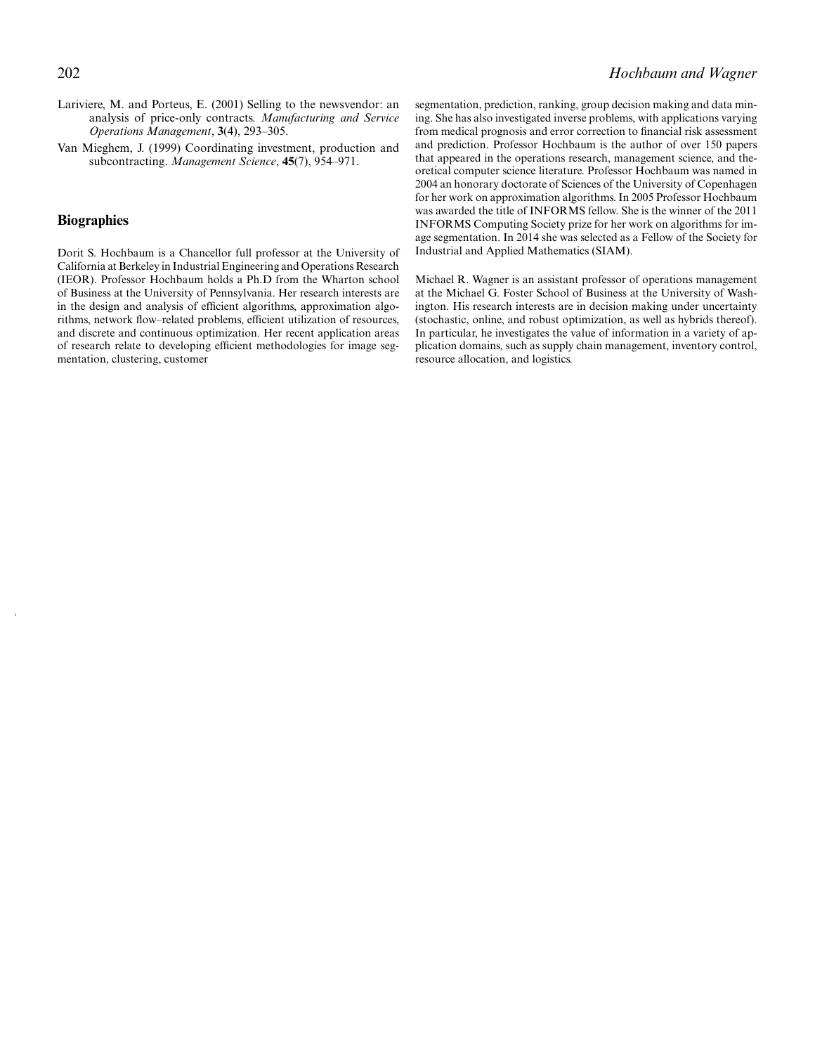Lariviere, M. and Porteus, E. (2001) Selling to the newsvendor: an analysis of price-only contracts. *Manufacturing and Service Operations Management*, **3**(4), 293–305.

Van Mieghem, J. (1999) Coordinating investment, production and subcontracting. *Management Science*, **45**(7), 954–971.

## Biographies

Dorit S. Hochbaum is a Chancellor full professor at the University of California at Berkeley in Industrial Engineering and Operations Research (IEOR). Professor Hochbaum holds a Ph.D from the Wharton school of Business at the University of Pennsylvania. Her research interests are in the design and analysis of efficient algorithms, approximation algorithms, network flow–related problems, efficient utilization of resources, and discrete and continuous optimization. Her recent application areas of research relate to developing efficient methodologies for image segmentation, clustering, customer segmentation, prediction, ranking, group decision making and data mining. She has also investigated inverse problems, with applications varying from medical prognosis and error correction to financial risk assessment and prediction. Professor Hochbaum is the author of over 150 papers that appeared in the operations research, management science, and theoretical computer science literature. Professor Hochbaum was named in 2004 an honorary doctorate of Sciences of the University of Copenhagen for her work on approximation algorithms. In 2005 Professor Hochbaum was awarded the title of INFORMS fellow. She is the winner of the 2011 INFORMS Computing Society prize for her work on algorithms for image segmentation. In 2014 she was selected as a Fellow of the Society for Industrial and Applied Mathematics (SIAM).

Michael R. Wagner is an assistant professor of operations management at the Michael G. Foster School of Business at the University of Washington. His research interests are in decision making under uncertainty (stochastic, online, and robust optimization, as well as hybrids thereof). In particular, he investigates the value of information in a variety of application domains, such as supply chain management, inventory control, resource allocation, and logistics.